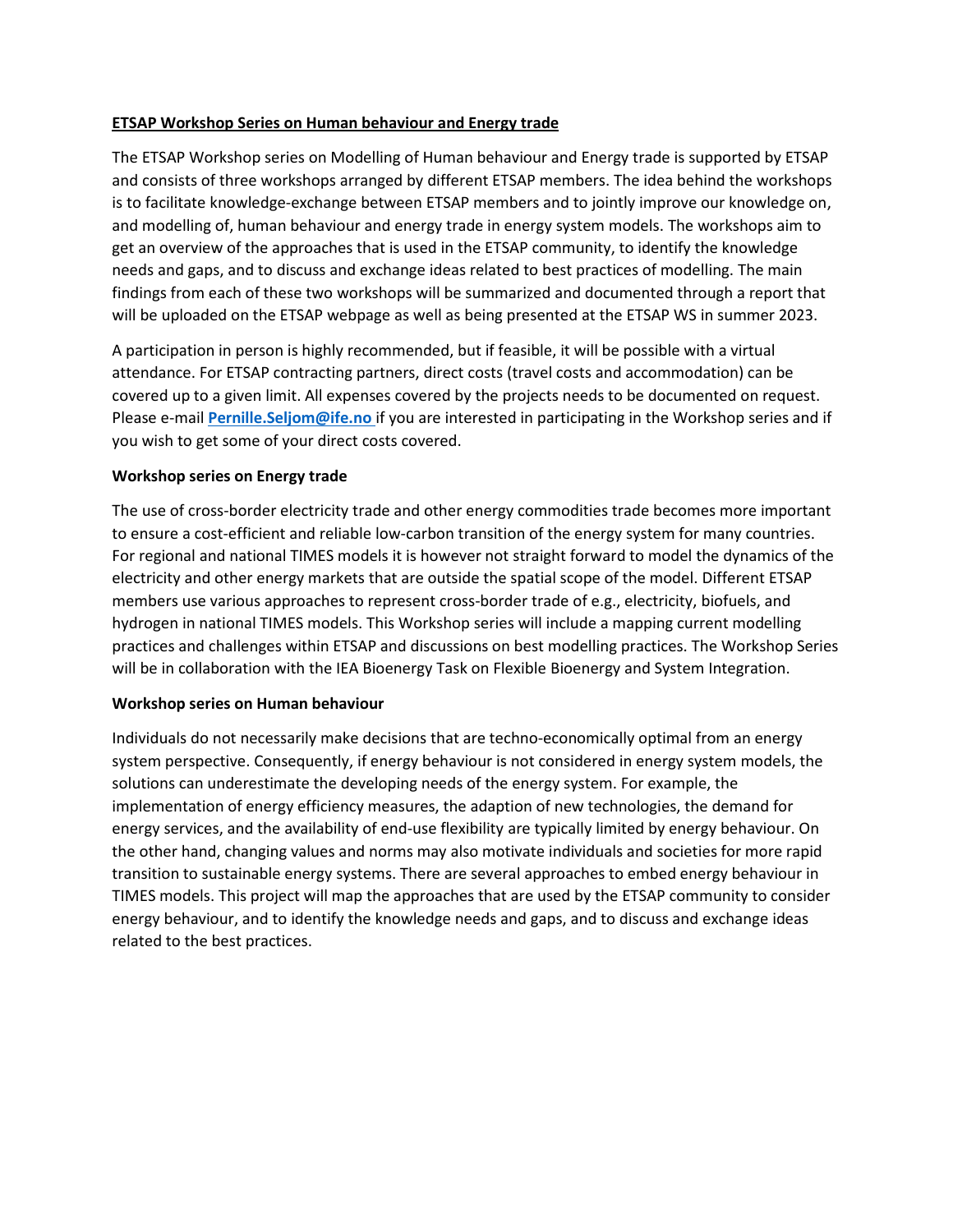# ETSAP Workshop Series on Human behaviour and Energy trade

The ETSAP Workshop series on Modelling of Human behaviour and Energy trade is supported by ETSAP and consists of three workshops arranged by different ETSAP members. The idea behind the workshops is to facilitate knowledge-exchange between ETSAP members and to jointly improve our knowledge on, and modelling of, human behaviour and energy trade in energy system models. The workshops aim to get an overview of the approaches that is used in the ETSAP community, to identify the knowledge needs and gaps, and to discuss and exchange ideas related to best practices of modelling. The main findings from each of these two workshops will be summarized and documented through a report that will be uploaded on the ETSAP webpage as well as being presented at the ETSAP WS in summer 2023.

A participation in person is highly recommended, but if feasible, it will be possible with a virtual attendance. For ETSAP contracting partners, direct costs (travel costs and accommodation) can be covered up to a given limit. All expenses covered by the projects needs to be documented on request. Please e-mail **Pernille.Seljom@ife.no** if you are interested in participating in the Workshop series and if you wish to get some of your direct costs covered.

## Workshop series on Energy trade

The use of cross-border electricity trade and other energy commodities trade becomes more important to ensure a cost-efficient and reliable low-carbon transition of the energy system for many countries. For regional and national TIMES models it is however not straight forward to model the dynamics of the electricity and other energy markets that are outside the spatial scope of the model. Different ETSAP members use various approaches to represent cross-border trade of e.g., electricity, biofuels, and hydrogen in national TIMES models. This Workshop series will include a mapping current modelling practices and challenges within ETSAP and discussions on best modelling practices. The Workshop Series will be in collaboration with the IEA Bioenergy Task on Flexible Bioenergy and System Integration.

## Workshop series on Human behaviour

Individuals do not necessarily make decisions that are techno-economically optimal from an energy system perspective. Consequently, if energy behaviour is not considered in energy system models, the solutions can underestimate the developing needs of the energy system. For example, the implementation of energy efficiency measures, the adaption of new technologies, the demand for energy services, and the availability of end-use flexibility are typically limited by energy behaviour. On the other hand, changing values and norms may also motivate individuals and societies for more rapid transition to sustainable energy systems. There are several approaches to embed energy behaviour in TIMES models. This project will map the approaches that are used by the ETSAP community to consider energy behaviour, and to identify the knowledge needs and gaps, and to discuss and exchange ideas related to the best practices.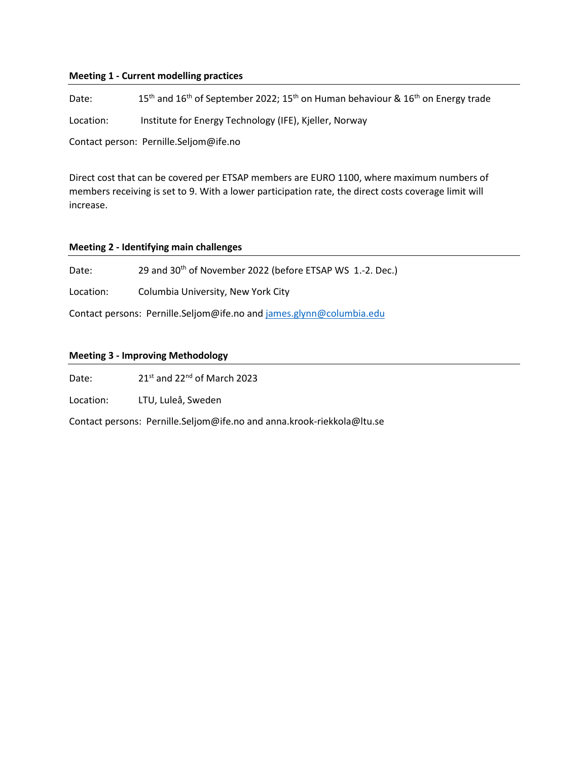**Meeting 1 - Current modelling practices**

Date: 15th and 16th of September 2022; 15th on Human behaviour & 16th on Energy trade

Location: Institute for Energy Technology (IFE), Kjeller, Norway

Contact person: Pernille.Seljom@ife.no

Direct cost that can be covered per ETSAP members are EURO 1100, where maximum numbers of members receiving is set to 9. With a lower participation rate, the direct costs coverage limit will increase.

**Meeting 2 - Identifying main challenges**

Date: 29 and 30th of November 2022 (before ETSAP WS 1.-2. Dec.)

Location: Columbia University, New York City

Contact persons: Pernille.Seljom@ife.no and james.glynn@columbia.edu

**Meeting 3 - Improving Methodology**

Date: 21st and 22nd of March 2023

Location: LTU, Luleå, Sweden

Contact persons: Pernille.Seljom@ife.no and anna.krook-riekkola@ltu.se